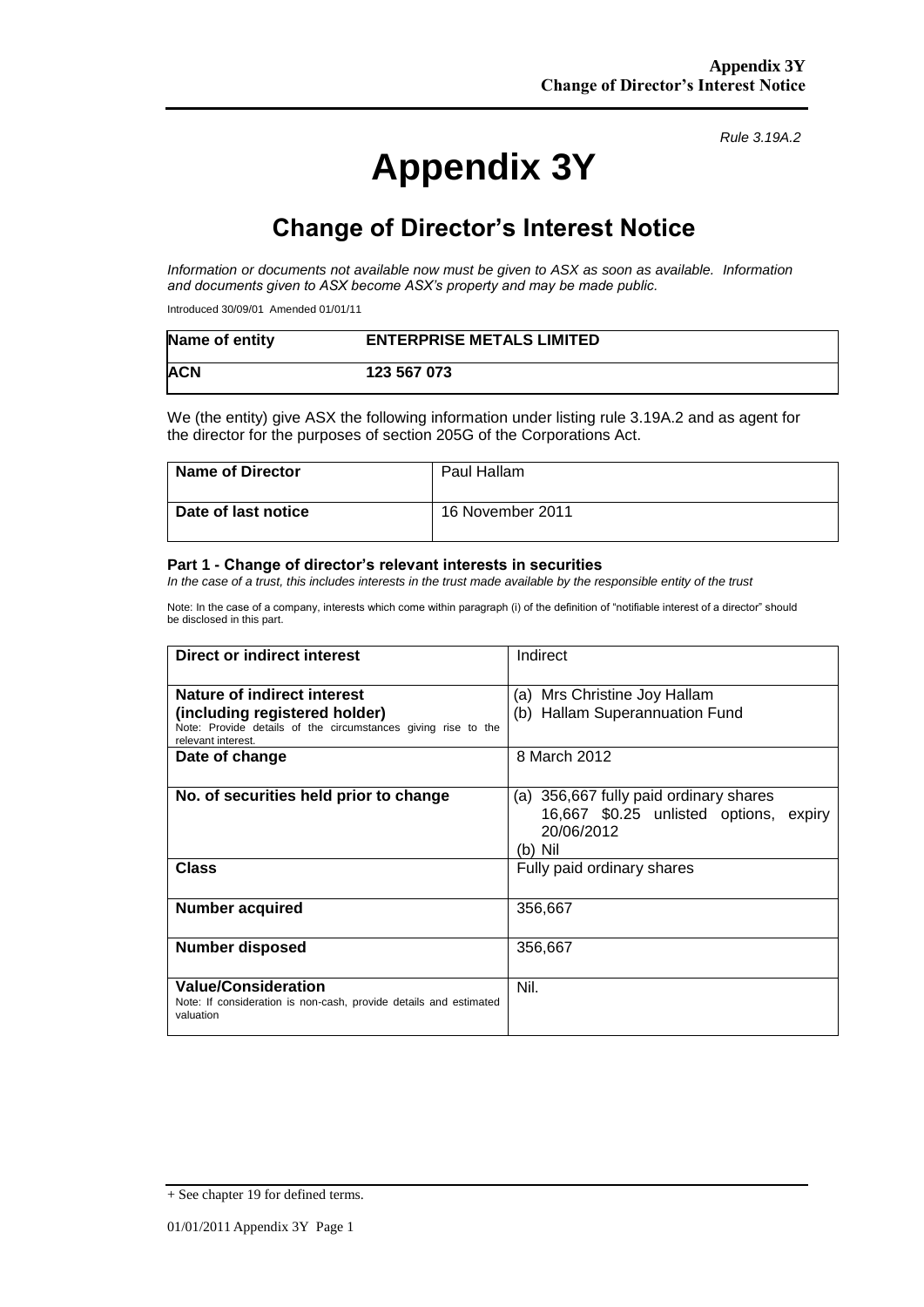*Rule 3.19A.2*

# Appendix 3Y

## Change of Director's Interest Notice

*Information or documents not available now must be given to ASX as soon as available. Information and documents given to ASX become ASX's property and may be made public.*

Introduced 30/09/01 Amended 01/01/11

| **Name of entity** | **ENTERPRISE METALS LIMITED** |
|---|---|
| **ACN** | **123 567 073** |

We (the entity) give ASX the following information under listing rule 3.19A.2 and as agent for the director for the purposes of section 205G of the Corporations Act.

| **Name of Director** | Paul Hallam |
|---|---|
| **Date of last notice** | 16 November 2011 |

### Part 1 - Change of director's relevant interests in securities

*In the case of a trust, this includes interests in the trust made available by the responsible entity of the trust*

Note: In the case of a company, interests which come within paragraph (i) of the definition of "notifiable interest of a director" should be disclosed in this part.

| **Direct or indirect interest** | Indirect |
|---|---|
| **Nature of indirect interest (including registered holder)**<br>Note: Provide details of the circumstances giving rise to the relevant interest. | (a) Mrs Christine Joy Hallam<br>(b) Hallam Superannuation Fund |
| **Date of change** | 8 March 2012 |
| **No. of securities held prior to change** | (a) 356,667 fully paid ordinary shares<br>16,667 $0.25 unlisted options, expiry 20/06/2012<br>(b) Nil |
| **Class** | Fully paid ordinary shares |
| **Number acquired** | 356,667 |
| **Number disposed** | 356,667 |
| **Value/Consideration**<br>Note: If consideration is non-cash, provide details and estimated valuation | Nil. |

+ See chapter 19 for defined terms.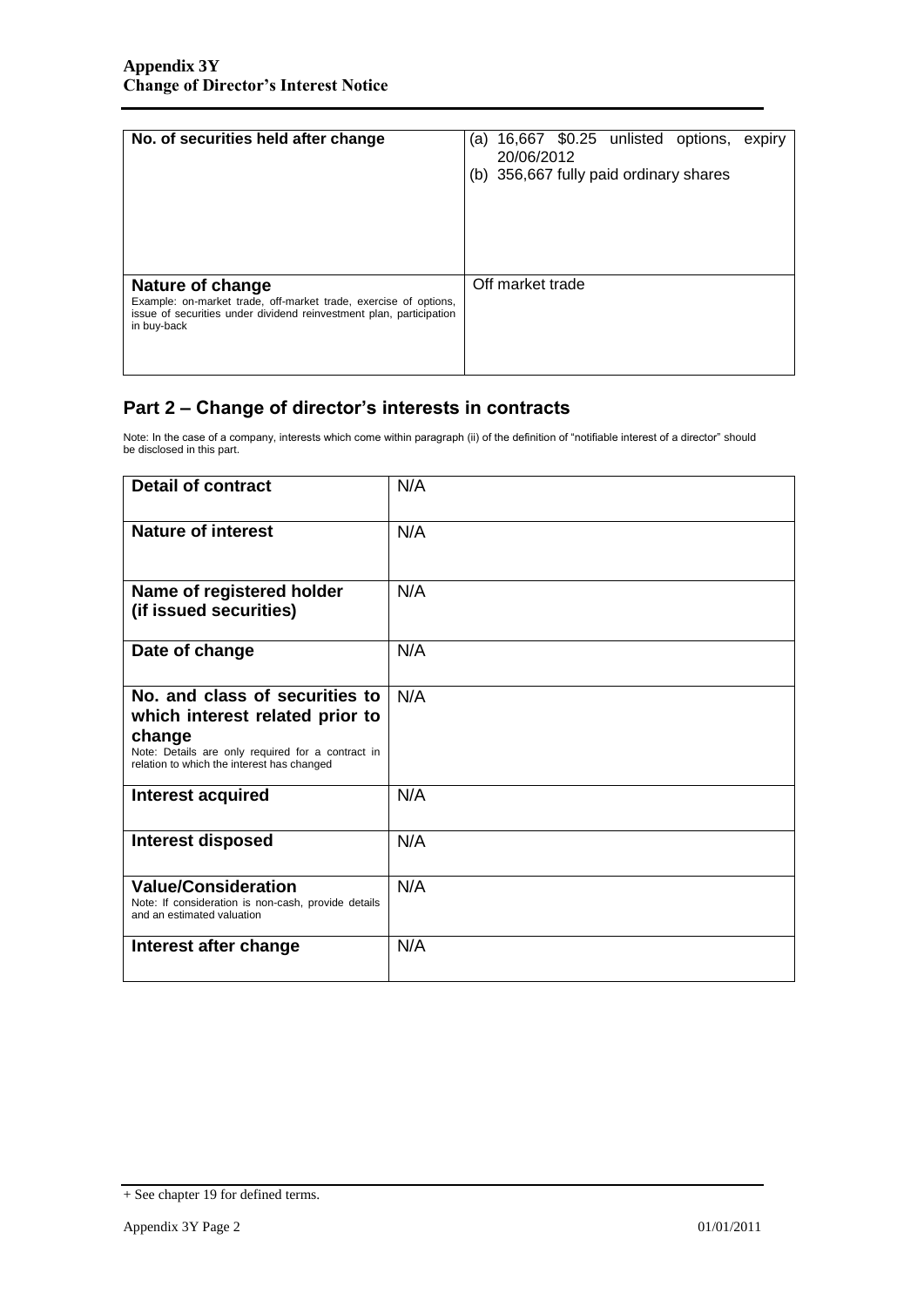| No. of securities held after change | (a) 16,667 $0.25 unlisted options, expiry 20/06/2012<br>(b) 356,667 fully paid ordinary shares |
|---|---|
| **Nature of change**<br>Example: on-market trade, off-market trade, exercise of options, issue of securities under dividend reinvestment plan, participation in buy-back | Off market trade |

## Part 2 – Change of director's interests in contracts

Note: In the case of a company, interests which come within paragraph (ii) of the definition of "notifiable interest of a director" should be disclosed in this part.

| Detail of contract | N/A |
|---|---|
| **Nature of interest** | N/A |
| **Name of registered holder (if issued securities)** | N/A |
| **Date of change** | N/A |
| **No. and class of securities to which interest related prior to change**<br>Note: Details are only required for a contract in relation to which the interest has changed | N/A |
| **Interest acquired** | N/A |
| **Interest disposed** | N/A |
| **Value/Consideration**<br>Note: If consideration is non-cash, provide details and an estimated valuation | N/A |
| **Interest after change** | N/A |

+ See chapter 19 for defined terms.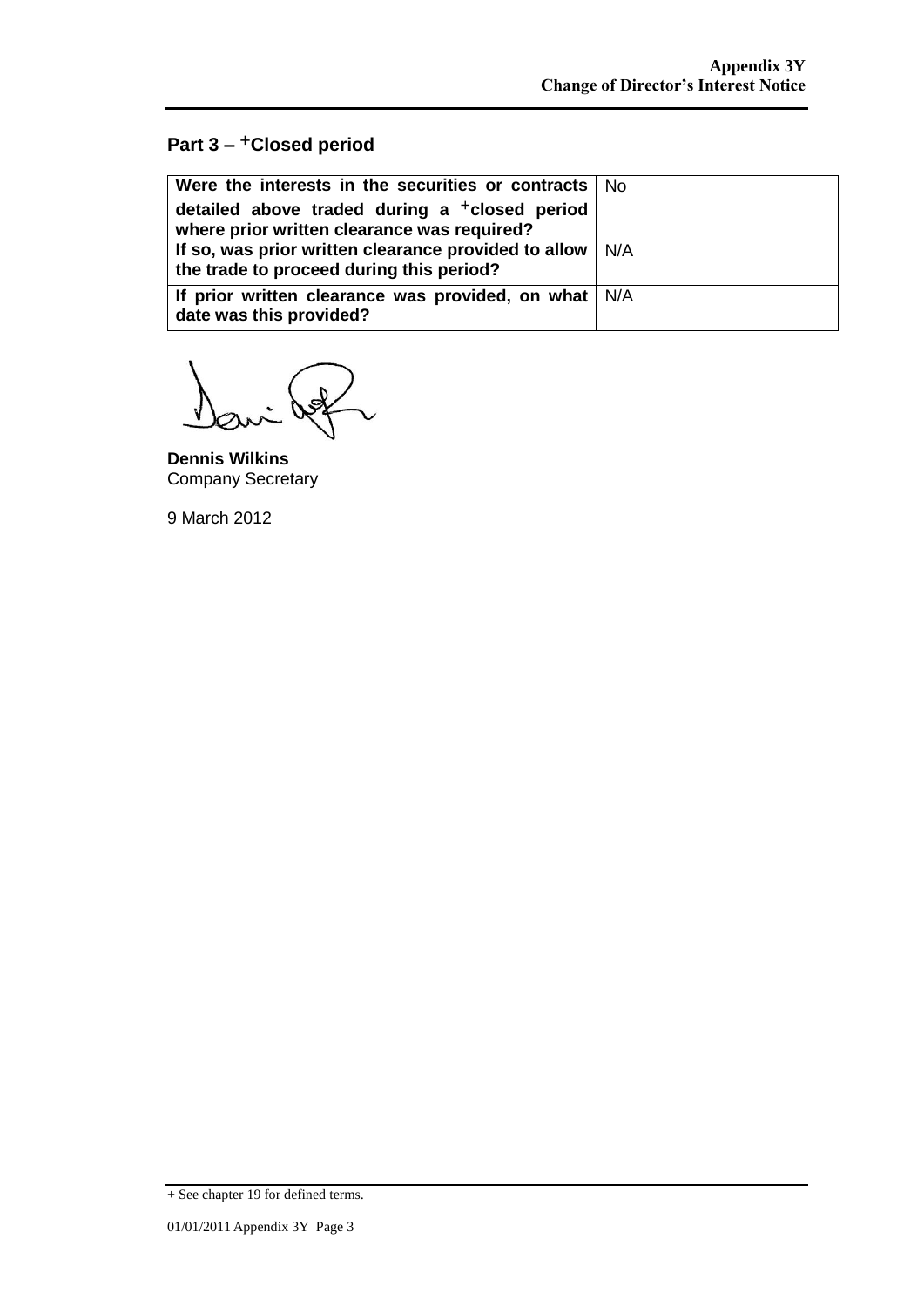## Part 3 – +Closed period

| | |
|---|---|
| **Were the interests in the securities or contracts detailed above traded during a +closed period where prior written clearance was required?** | No |
| **If so, was prior written clearance provided to allow the trade to proceed during this period?** | N/A |
| **If prior written clearance was provided, on what date was this provided?** | N/A |

**Dennis Wilkins**
Company Secretary

9 March 2012

+ See chapter 19 for defined terms.